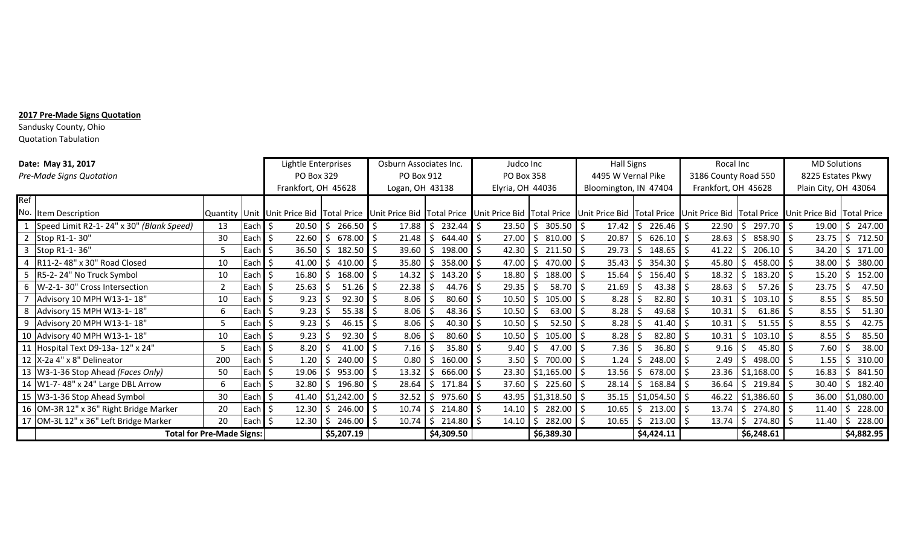**2017 Pre-Made Signs Quotation**

Sandusky County, Ohio

Quotation Tabulation

| Date: May 31, 2017 | | | | Lightle Enterprises | | Osburn Associates Inc. | | Judco Inc | | Hall Signs | | Rocal Inc | | MD Solutions | |
|---|---|---|---|---|---|---|---|---|---|---|---|---|---|---|---|
| *Pre-Made Signs Quotation* | | | | PO Box 329 | | PO Box 912 | | PO Box 358 | | 4495 W Vernal Pike | | 3186 County Road 550 | | 8225 Estates Pkwy | |
| | | | | Frankfort, OH 45628 | | Logan, OH 43138 | | Elyria, OH 44036 | | Bloomington, IN 47404 | | Frankfort, OH 45628 | | Plain City, OH 43064 | |
| Ref No. | Item Description | Quantity | Unit | Unit Price Bid | Total Price | Unit Price Bid | Total Price | Unit Price Bid | Total Price | Unit Price Bid | Total Price | Unit Price Bid | Total Price | Unit Price Bid | Total Price |
| 1 | Speed Limit R2-1- 24" x 30" *(Blank Speed)* | 13 | Each | $ 20.50 | $ 266.50 | $ 17.88 | $ 232.44 | $ 23.50 | $ 305.50 | $ 17.42 | $ 226.46 | $ 22.90 | $ 297.70 | $ 19.00 | $ 247.00 |
| 2 | Stop R1-1- 30" | 30 | Each | $ 22.60 | $ 678.00 | $ 21.48 | $ 644.40 | $ 27.00 | $ 810.00 | $ 20.87 | $ 626.10 | $ 28.63 | $ 858.90 | $ 23.75 | $ 712.50 |
| 3 | Stop R1-1- 36" | 5 | Each | $ 36.50 | $ 182.50 | $ 39.60 | $ 198.00 | $ 42.30 | $ 211.50 | $ 29.73 | $ 148.65 | $ 41.22 | $ 206.10 | $ 34.20 | $ 171.00 |
| 4 | R11-2- 48" x 30" Road Closed | 10 | Each | $ 41.00 | $ 410.00 | $ 35.80 | $ 358.00 | $ 47.00 | $ 470.00 | $ 35.43 | $ 354.30 | $ 45.80 | $ 458.00 | $ 38.00 | $ 380.00 |
| 5 | R5-2- 24" No Truck Symbol | 10 | Each | $ 16.80 | $ 168.00 | $ 14.32 | $ 143.20 | $ 18.80 | $ 188.00 | $ 15.64 | $ 156.40 | $ 18.32 | $ 183.20 | $ 15.20 | $ 152.00 |
| 6 | W-2-1- 30" Cross Intersection | 2 | Each | $ 25.63 | $ 51.26 | $ 22.38 | $ 44.76 | $ 29.35 | $ 58.70 | $ 21.69 | $ 43.38 | $ 28.63 | $ 57.26 | $ 23.75 | $ 47.50 |
| 7 | Advisory 10 MPH W13-1- 18" | 10 | Each | $ 9.23 | $ 92.30 | $ 8.06 | $ 80.60 | $ 10.50 | $ 105.00 | $ 8.28 | $ 82.80 | $ 10.31 | $ 103.10 | $ 8.55 | $ 85.50 |
| 8 | Advisory 15 MPH W13-1- 18" | 6 | Each | $ 9.23 | $ 55.38 | $ 8.06 | $ 48.36 | $ 10.50 | $ 63.00 | $ 8.28 | $ 49.68 | $ 10.31 | $ 61.86 | $ 8.55 | $ 51.30 |
| 9 | Advisory 20 MPH W13-1- 18" | 5 | Each | $ 9.23 | $ 46.15 | $ 8.06 | $ 40.30 | $ 10.50 | $ 52.50 | $ 8.28 | $ 41.40 | $ 10.31 | $ 51.55 | $ 8.55 | $ 42.75 |
| 10 | Advisory 40 MPH W13-1- 18" | 10 | Each | $ 9.23 | $ 92.30 | $ 8.06 | $ 80.60 | $ 10.50 | $ 105.00 | $ 8.28 | $ 82.80 | $ 10.31 | $ 103.10 | $ 8.55 | $ 85.50 |
| 11 | Hospital Text D9-13a- 12" x 24" | 5 | Each | $ 8.20 | $ 41.00 | $ 7.16 | $ 35.80 | $ 9.40 | $ 47.00 | $ 7.36 | $ 36.80 | $ 9.16 | $ 45.80 | $ 7.60 | $ 38.00 |
| 12 | X-2a 4" x 8" Delineator | 200 | Each | $ 1.20 | $ 240.00 | $ 0.80 | $ 160.00 | $ 3.50 | $ 700.00 | $ 1.24 | $ 248.00 | $ 2.49 | $ 498.00 | $ 1.55 | $ 310.00 |
| 13 | W3-1-36 Stop Ahead *(Faces Only)* | 50 | Each | $ 19.06 | $ 953.00 | $ 13.32 | $ 666.00 | $ 23.30 | $1,165.00 | $ 13.56 | $ 678.00 | $ 23.36 | $1,168.00 | $ 16.83 | $ 841.50 |
| 14 | W1-7- 48" x 24" Large DBL Arrow | 6 | Each | $ 32.80 | $ 196.80 | $ 28.64 | $ 171.84 | $ 37.60 | $ 225.60 | $ 28.14 | $ 168.84 | $ 36.64 | $ 219.84 | $ 30.40 | $ 182.40 |
| 15 | W3-1-36 Stop Ahead Symbol | 30 | Each | $ 41.40 | $1,242.00 | $ 32.52 | $ 975.60 | $ 43.95 | $1,318.50 | $ 35.15 | $1,054.50 | $ 46.22 | $1,386.60 | $ 36.00 | $1,080.00 |
| 16 | OM-3R 12" x 36" Right Bridge Marker | 20 | Each | $ 12.30 | $ 246.00 | $ 10.74 | $ 214.80 | $ 14.10 | $ 282.00 | $ 10.65 | $ 213.00 | $ 13.74 | $ 274.80 | $ 11.40 | $ 228.00 |
| 17 | OM-3L 12" x 36" Left Bridge Marker | 20 | Each | $ 12.30 | $ 246.00 | $ 10.74 | $ 214.80 | $ 14.10 | $ 282.00 | $ 10.65 | $ 213.00 | $ 13.74 | $ 274.80 | $ 11.40 | $ 228.00 |
| | **Total for Pre-Made Signs:** | | | | **$5,207.19** | | **$4,309.50** | | **$6,389.30** | | **$4,424.11** | | **$6,248.61** | | **$4,882.95** |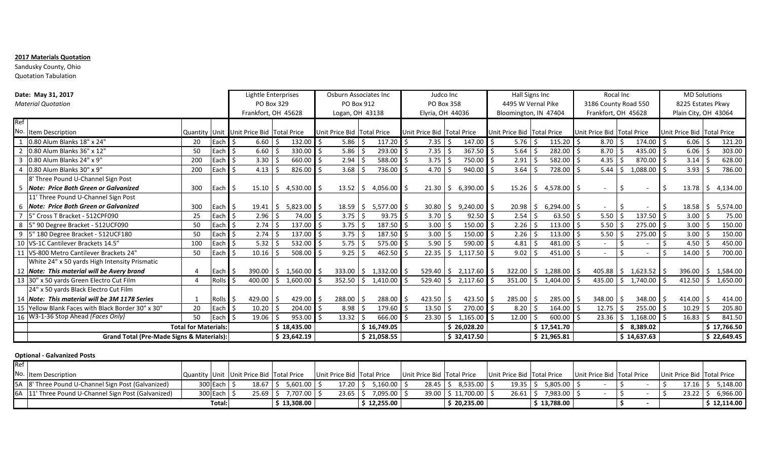**2017 Materials Quotation**

Sandusky County, Ohio

Quotation Tabulation

| Date: May 31, 2017 | | | | Lightle Enterprises | | Osburn Associates Inc | | Judco Inc | | Hall Signs Inc | | Rocal Inc | | MD Solutions | |
|---|---|---|---|---|---|---|---|---|---|---|---|---|---|---|---|
| *Material Quotation* | | | | PO Box 329 | | PO Box 912 | | PO Box 358 | | 4495 W Vernal Pike | | 3186 County Road 550 | | 8225 Estates Pkwy | |
| | | | | Frankfort, OH 45628 | | Logan, OH 43138 | | Elyria, OH 44036 | | Bloomington, IN 47404 | | Frankfort, OH 45628 | | Plain City, OH 43064 | |
| Ref No. | Item Description | Quantity | Unit | Unit Price Bid | Total Price | Unit Price Bid | Total Price | Unit Price Bid | Total Price | Unit Price Bid | Total Price | Unit Price Bid | Total Price | Unit Price Bid | Total Price |
| 1 | 0.80 Alum Blanks 18" x 24" | 20 | Each | $ 6.60 | $ 132.00 | $ 5.86 | $ 117.20 | $ 7.35 | $ 147.00 | $ 5.76 | $ 115.20 | $ 8.70 | $ 174.00 | $ 6.06 | $ 121.20 |
| 2 | 0.80 Alum Blanks 36" x 12" | 50 | Each | $ 6.60 | $ 330.00 | $ 5.86 | $ 293.00 | $ 7.35 | $ 367.50 | $ 5.64 | $ 282.00 | $ 8.70 | $ 435.00 | $ 6.06 | $ 303.00 |
| 3 | 0.80 Alum Blanks 24" x 9" | 200 | Each | $ 3.30 | $ 660.00 | $ 2.94 | $ 588.00 | $ 3.75 | $ 750.00 | $ 2.91 | $ 582.00 | $ 4.35 | $ 870.00 | $ 3.14 | $ 628.00 |
| 4 | 0.80 Alum Blanks 30" x 9" | 200 | Each | $ 4.13 | $ 826.00 | $ 3.68 | $ 736.00 | $ 4.70 | $ 940.00 | $ 3.64 | $ 728.00 | $ 5.44 | $ 1,088.00 | $ 3.93 | $ 786.00 |
| 5 | 8' Three Pound U-Channel Sign Post ***Note: Price Both Green or Galvanized*** | 300 | Each | $ 15.10 | $ 4,530.00 | $ 13.52 | $ 4,056.00 | $ 21.30 | $ 6,390.00 | $ 15.26 | $ 4,578.00 | $ - | $ - | $ 13.78 | $ 4,134.00 |
| 6 | 11' Three Pound U-Channel Sign Post ***Note: Price Both Green or Galvanized*** | 300 | Each | $ 19.41 | $ 5,823.00 | $ 18.59 | $ 5,577.00 | $ 30.80 | $ 9,240.00 | $ 20.98 | $ 6,294.00 | $ - | $ - | $ 18.58 | $ 5,574.00 |
| 7 | 5" Cross T Bracket - 512CPF090 | 25 | Each | $ 2.96 | $ 74.00 | $ 3.75 | $ 93.75 | $ 3.70 | $ 92.50 | $ 2.54 | $ 63.50 | $ 5.50 | $ 137.50 | $ 3.00 | $ 75.00 |
| 8 | 5" 90 Degree Bracket - 512UCF090 | 50 | Each | $ 2.74 | $ 137.00 | $ 3.75 | $ 187.50 | $ 3.00 | $ 150.00 | $ 2.26 | $ 113.00 | $ 5.50 | $ 275.00 | $ 3.00 | $ 150.00 |
| 9 | 5" 180 Degree Bracket - 512UCF180 | 50 | Each | $ 2.74 | $ 137.00 | $ 3.75 | $ 187.50 | $ 3.00 | $ 150.00 | $ 2.26 | $ 113.00 | $ 5.50 | $ 275.00 | $ 3.00 | $ 150.00 |
| 10 | VS-1C Cantilever Brackets 14.5" | 100 | Each | $ 5.32 | $ 532.00 | $ 5.75 | $ 575.00 | $ 5.90 | $ 590.00 | $ 4.81 | $ 481.00 | $ - | $ - | $ 4.50 | $ 450.00 |
| 11 | VS-800 Metro Cantilever Brackets 24" | 50 | Each | $ 10.16 | $ 508.00 | $ 9.25 | $ 462.50 | $ 22.35 | $ 1,117.50 | $ 9.02 | $ 451.00 | $ - | $ - | $ 14.00 | $ 700.00 |
| 12 | White 24" x 50 yards High Intensity Prismatic ***Note: This material will be Avery brand*** | 4 | Each | $ 390.00 | $ 1,560.00 | $ 333.00 | $ 1,332.00 | $ 529.40 | $ 2,117.60 | $ 322.00 | $ 1,288.00 | $ 405.88 | $ 1,623.52 | $ 396.00 | $ 1,584.00 |
| 13 | 30" x 50 yards Green Electro Cut Film | 4 | Rolls | $ 400.00 | $ 1,600.00 | $ 352.50 | $ 1,410.00 | $ 529.40 | $ 2,117.60 | $ 351.00 | $ 1,404.00 | $ 435.00 | $ 1,740.00 | $ 412.50 | $ 1,650.00 |
| 14 | 24" x 50 yards Black Electro Cut Film ***Note: This material will be 3M 1178 Series*** | 1 | Rolls | $ 429.00 | $ 429.00 | $ 288.00 | $ 288.00 | $ 423.50 | $ 423.50 | $ 285.00 | $ 285.00 | $ 348.00 | $ 348.00 | $ 414.00 | $ 414.00 |
| 15 | Yellow Blank Faces with Black Border 30" x 30" | 20 | Each | $ 10.20 | $ 204.00 | $ 8.98 | $ 179.60 | $ 13.50 | $ 270.00 | $ 8.20 | $ 164.00 | $ 12.75 | $ 255.00 | $ 10.29 | $ 205.80 |
| 16 | W3-1-36 Stop Ahead *(Faces Only)* | 50 | Each | $ 19.06 | $ 953.00 | $ 13.32 | $ 666.00 | $ 23.30 | $ 1,165.00 | $ 12.00 | $ 600.00 | $ 23.36 | $ 1,168.00 | $ 16.83 | $ 841.50 |
| | **Total for Materials:** | | | | **$ 18,435.00** | | **$ 16,749.05** | | **$ 26,028.20** | | **$ 17,541.70** | | **$ 8,389.02** | | **$ 17,766.50** |
| | **Grand Total (Pre-Made Signs & Materials):** | | | | **$ 23,642.19** | | **$ 21,058.55** | | **$ 32,417.50** | | **$ 21,965.81** | | **$ 14,637.63** | | **$ 22,649.45** |

**Optional - Galvanized Posts**

| Ref No. | Item Description | Quantity | Unit | Unit Price Bid | Total Price | Unit Price Bid | Total Price | Unit Price Bid | Total Price | Unit Price Bid | Total Price | Unit Price Bid | Total Price | Unit Price Bid | Total Price |
|---|---|---|---|---|---|---|---|---|---|---|---|---|---|---|---|
| 5A | 8' Three Pound U-Channel Sign Post (Galvanized) | 300 | Each | $ 18.67 | $ 5,601.00 | $ 17.20 | $ 5,160.00 | $ 28.45 | $ 8,535.00 | $ 19.35 | $ 5,805.00 | $ - | $ - | $ 17.16 | $ 5,148.00 |
| 6A | 11' Three Pound U-Channel Sign Post (Galvanized) | 300 | Each | $ 25.69 | $ 7,707.00 | $ 23.65 | $ 7,095.00 | $ 39.00 | $ 11,700.00 | $ 26.61 | $ 7,983.00 | $ - | $ - | $ 23.22 | $ 6,966.00 |
| | | | **Total:** | | **$ 13,308.00** | | **$ 12,255.00** | | **$ 20,235.00** | | **$ 13,788.00** | | **$ -** | | **$ 12,114.00** |